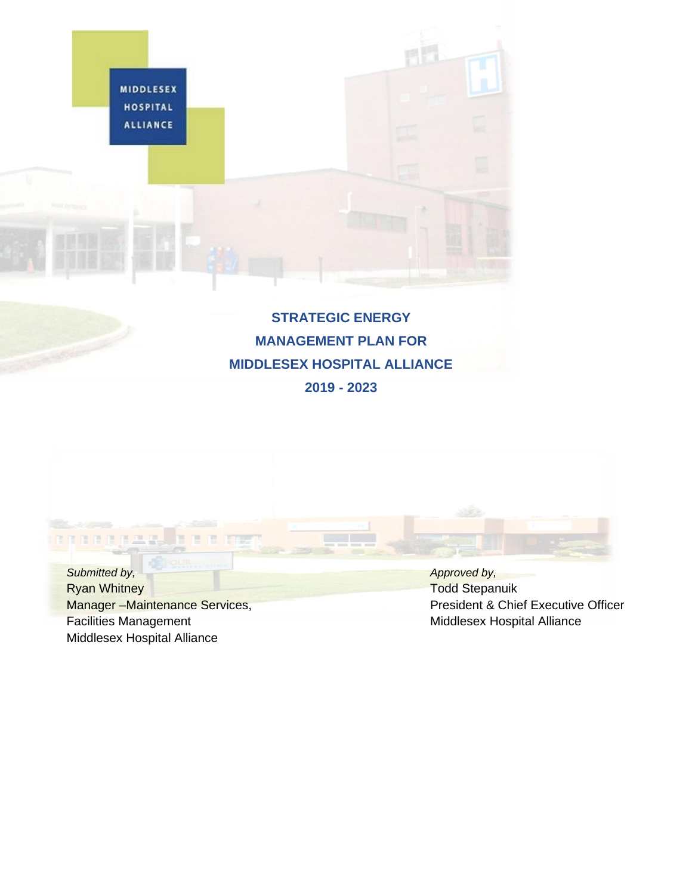MIDDLESEX HOSPITAL ALLIANCE

# STRATEGIC ENERGY MANAGEMENT PLAN FOR MIDDLESEX HOSPITAL ALLIANCE 2019 - 2023

*Submitted by,*
Ryan Whitney
Manager –Maintenance Services,
Facilities Management
Middlesex Hospital Alliance

*Approved by,*
Todd Stepanuik
President & Chief Executive Officer
Middlesex Hospital Alliance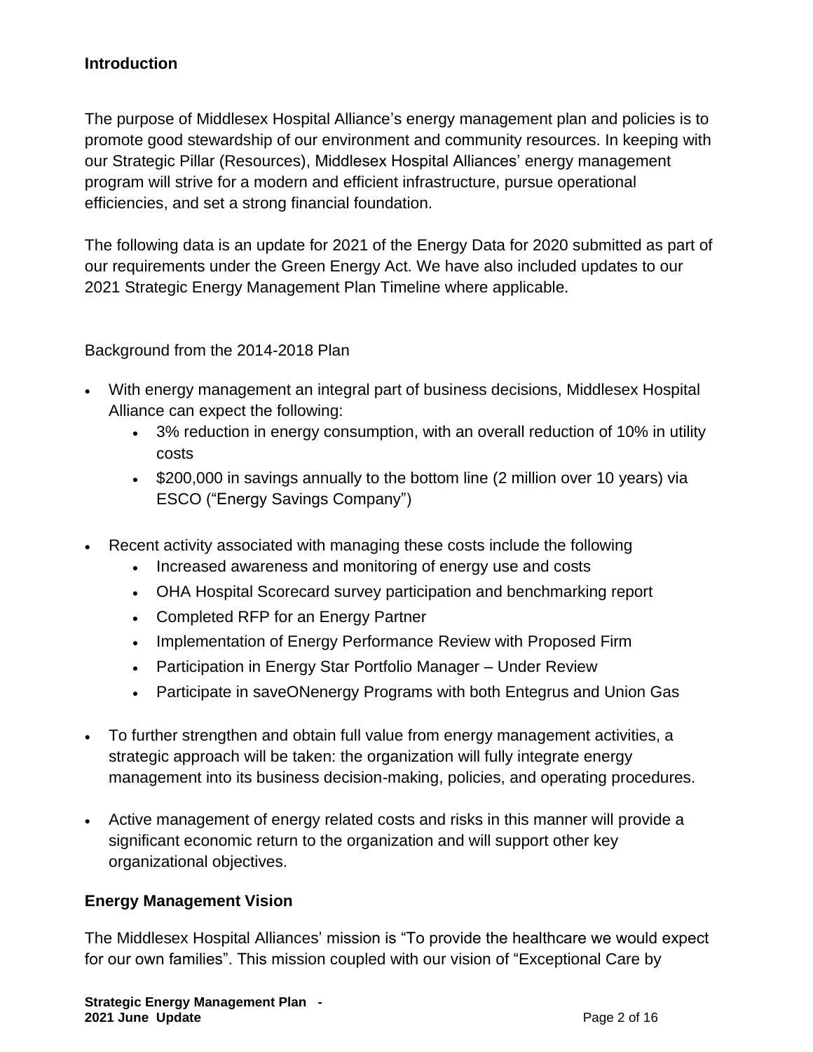## Introduction

The purpose of Middlesex Hospital Alliance's energy management plan and policies is to promote good stewardship of our environment and community resources. In keeping with our Strategic Pillar (Resources), Middlesex Hospital Alliances' energy management program will strive for a modern and efficient infrastructure, pursue operational efficiencies, and set a strong financial foundation.

The following data is an update for 2021 of the Energy Data for 2020 submitted as part of our requirements under the Green Energy Act. We have also included updates to our 2021 Strategic Energy Management Plan Timeline where applicable.

Background from the 2014-2018 Plan

- With energy management an integral part of business decisions, Middlesex Hospital Alliance can expect the following:
  - 3% reduction in energy consumption, with an overall reduction of 10% in utility costs
  - $200,000 in savings annually to the bottom line (2 million over 10 years) via ESCO ("Energy Savings Company")
- Recent activity associated with managing these costs include the following
  - Increased awareness and monitoring of energy use and costs
  - OHA Hospital Scorecard survey participation and benchmarking report
  - Completed RFP for an Energy Partner
  - Implementation of Energy Performance Review with Proposed Firm
  - Participation in Energy Star Portfolio Manager – Under Review
  - Participate in saveONenergy Programs with both Entegrus and Union Gas
- To further strengthen and obtain full value from energy management activities, a strategic approach will be taken: the organization will fully integrate energy management into its business decision-making, policies, and operating procedures.
- Active management of energy related costs and risks in this manner will provide a significant economic return to the organization and will support other key organizational objectives.

## Energy Management Vision

The Middlesex Hospital Alliances' mission is "To provide the healthcare we would expect for our own families". This mission coupled with our vision of "Exceptional Care by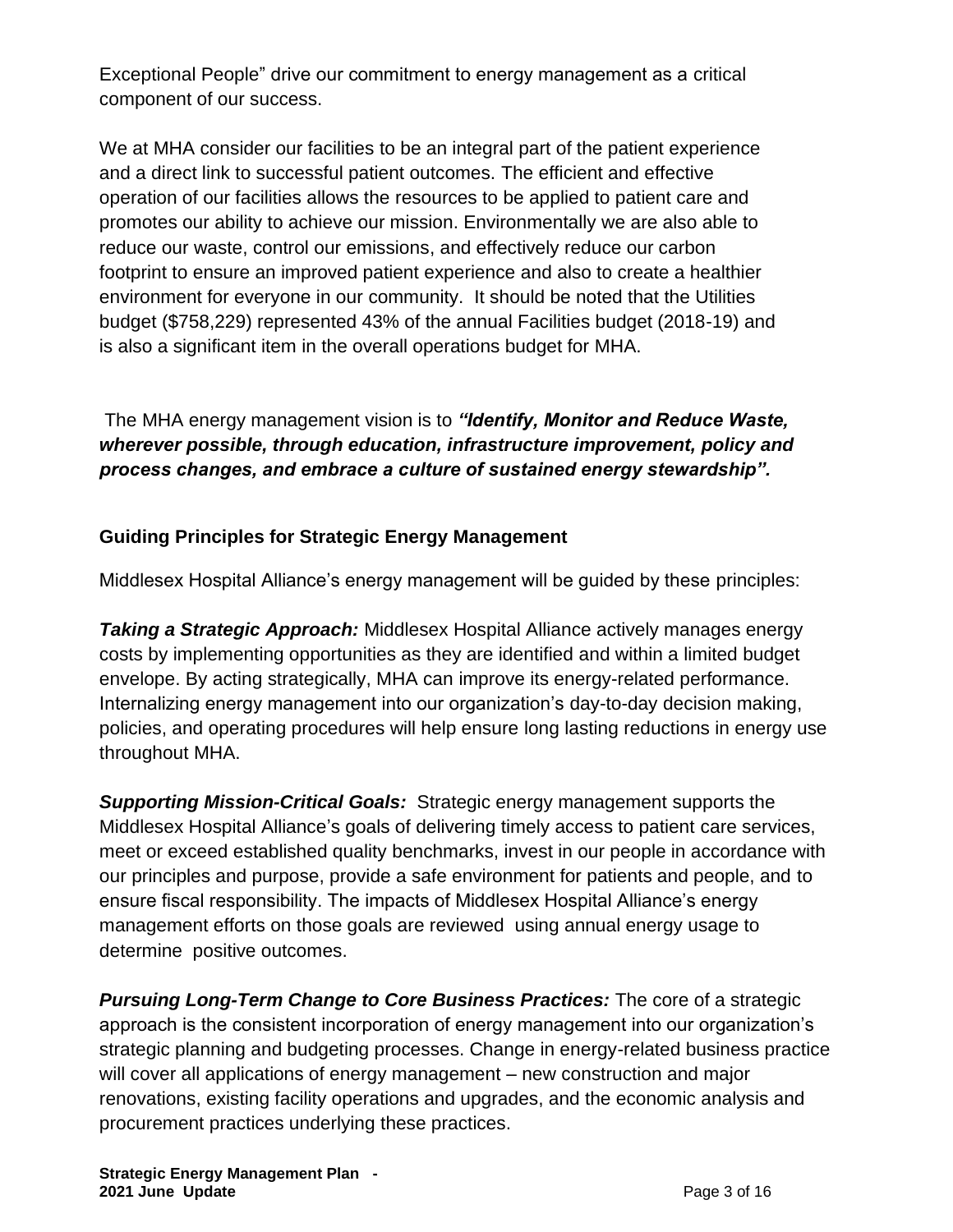Exceptional People" drive our commitment to energy management as a critical component of our success.

We at MHA consider our facilities to be an integral part of the patient experience and a direct link to successful patient outcomes. The efficient and effective operation of our facilities allows the resources to be applied to patient care and promotes our ability to achieve our mission. Environmentally we are also able to reduce our waste, control our emissions, and effectively reduce our carbon footprint to ensure an improved patient experience and also to create a healthier environment for everyone in our community. It should be noted that the Utilities budget ($758,229) represented 43% of the annual Facilities budget (2018-19) and is also a significant item in the overall operations budget for MHA.

The MHA energy management vision is to ***"Identify, Monitor and Reduce Waste, wherever possible, through education, infrastructure improvement, policy and process changes, and embrace a culture of sustained energy stewardship".***

**Guiding Principles for Strategic Energy Management**

Middlesex Hospital Alliance's energy management will be guided by these principles:

***Taking a Strategic Approach:*** Middlesex Hospital Alliance actively manages energy costs by implementing opportunities as they are identified and within a limited budget envelope. By acting strategically, MHA can improve its energy-related performance. Internalizing energy management into our organization's day-to-day decision making, policies, and operating procedures will help ensure long lasting reductions in energy use throughout MHA.

***Supporting Mission-Critical Goals:*** Strategic energy management supports the Middlesex Hospital Alliance's goals of delivering timely access to patient care services, meet or exceed established quality benchmarks, invest in our people in accordance with our principles and purpose, provide a safe environment for patients and people, and to ensure fiscal responsibility. The impacts of Middlesex Hospital Alliance's energy management efforts on those goals are reviewed using annual energy usage to determine positive outcomes.

***Pursuing Long-Term Change to Core Business Practices:*** The core of a strategic approach is the consistent incorporation of energy management into our organization's strategic planning and budgeting processes. Change in energy-related business practice will cover all applications of energy management – new construction and major renovations, existing facility operations and upgrades, and the economic analysis and procurement practices underlying these practices.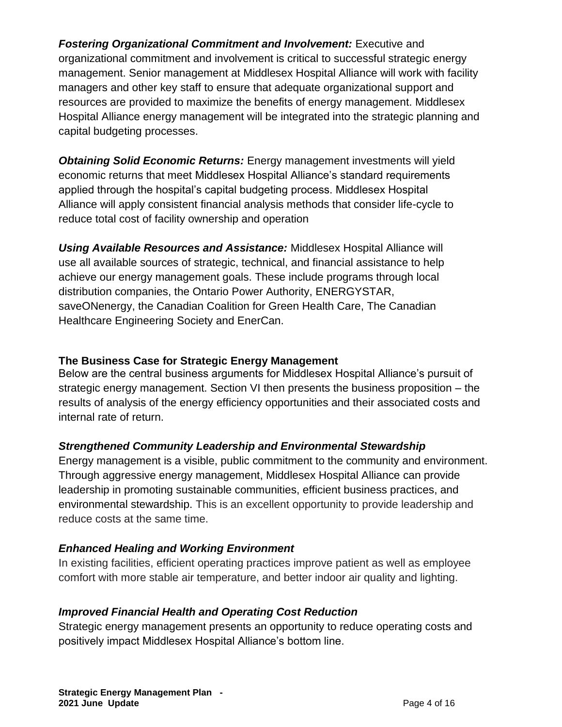***Fostering Organizational Commitment and Involvement:*** Executive and organizational commitment and involvement is critical to successful strategic energy management. Senior management at Middlesex Hospital Alliance will work with facility managers and other key staff to ensure that adequate organizational support and resources are provided to maximize the benefits of energy management. Middlesex Hospital Alliance energy management will be integrated into the strategic planning and capital budgeting processes.

***Obtaining Solid Economic Returns:*** Energy management investments will yield economic returns that meet Middlesex Hospital Alliance's standard requirements applied through the hospital's capital budgeting process. Middlesex Hospital Alliance will apply consistent financial analysis methods that consider life-cycle to reduce total cost of facility ownership and operation

***Using Available Resources and Assistance:*** Middlesex Hospital Alliance will use all available sources of strategic, technical, and financial assistance to help achieve our energy management goals. These include programs through local distribution companies, the Ontario Power Authority, ENERGYSTAR, saveONenergy, the Canadian Coalition for Green Health Care, The Canadian Healthcare Engineering Society and EnerCan.

## The Business Case for Strategic Energy Management

Below are the central business arguments for Middlesex Hospital Alliance's pursuit of strategic energy management. Section VI then presents the business proposition – the results of analysis of the energy efficiency opportunities and their associated costs and internal rate of return.

### *Strengthened Community Leadership and Environmental Stewardship*

Energy management is a visible, public commitment to the community and environment. Through aggressive energy management, Middlesex Hospital Alliance can provide leadership in promoting sustainable communities, efficient business practices, and environmental stewardship. This is an excellent opportunity to provide leadership and reduce costs at the same time.

### *Enhanced Healing and Working Environment*

In existing facilities, efficient operating practices improve patient as well as employee comfort with more stable air temperature, and better indoor air quality and lighting.

### *Improved Financial Health and Operating Cost Reduction*

Strategic energy management presents an opportunity to reduce operating costs and positively impact Middlesex Hospital Alliance's bottom line.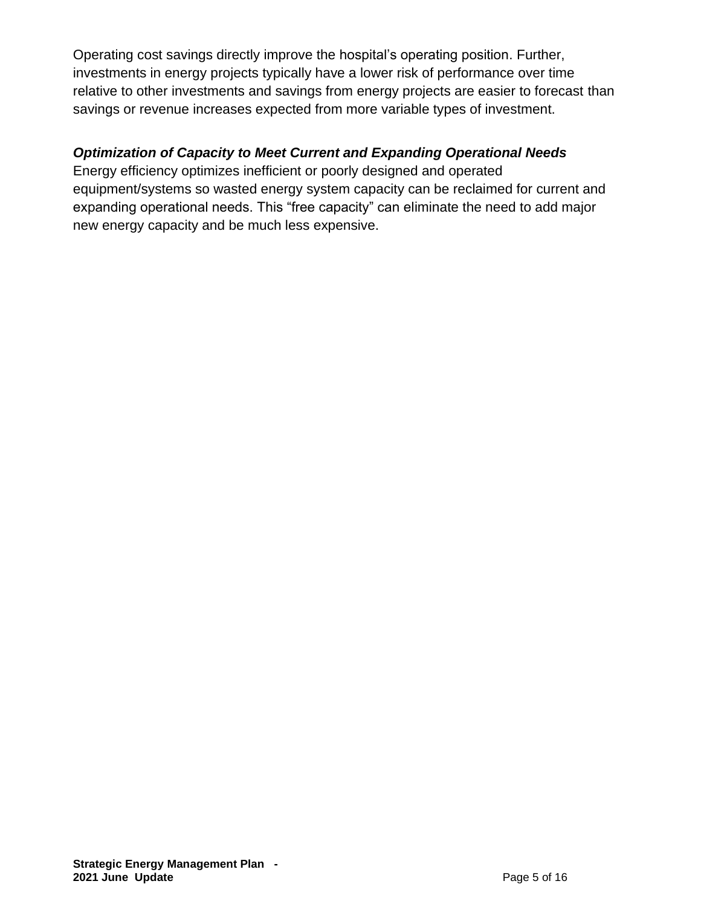Operating cost savings directly improve the hospital's operating position. Further, investments in energy projects typically have a lower risk of performance over time relative to other investments and savings from energy projects are easier to forecast than savings or revenue increases expected from more variable types of investment.

***Optimization of Capacity to Meet Current and Expanding Operational Needs***

Energy efficiency optimizes inefficient or poorly designed and operated equipment/systems so wasted energy system capacity can be reclaimed for current and expanding operational needs. This "free capacity" can eliminate the need to add major new energy capacity and be much less expensive.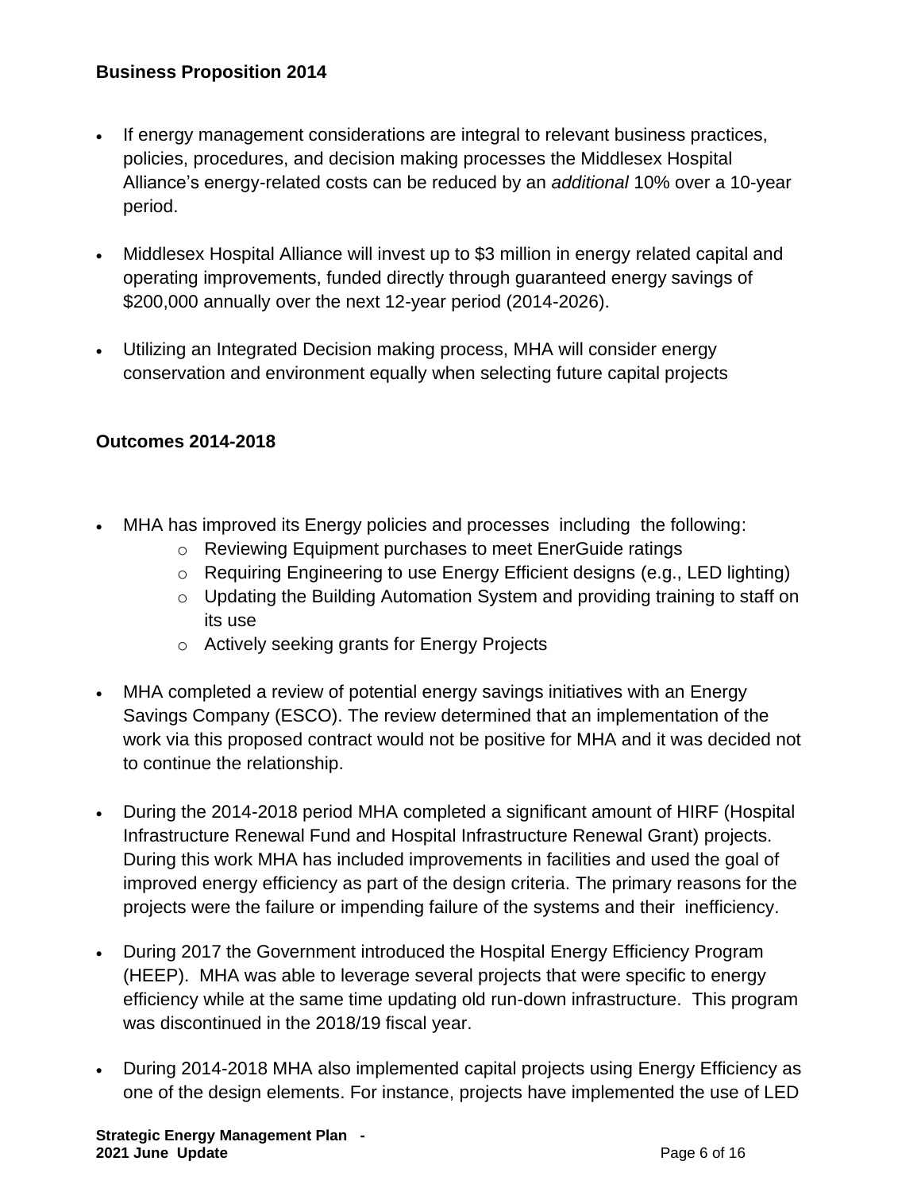**Business Proposition 2014**

- If energy management considerations are integral to relevant business practices, policies, procedures, and decision making processes the Middlesex Hospital Alliance's energy-related costs can be reduced by an *additional* 10% over a 10-year period.
- Middlesex Hospital Alliance will invest up to $3 million in energy related capital and operating improvements, funded directly through guaranteed energy savings of $200,000 annually over the next 12-year period (2014-2026).
- Utilizing an Integrated Decision making process, MHA will consider energy conservation and environment equally when selecting future capital projects

**Outcomes 2014-2018**

- MHA has improved its Energy policies and processes including the following:
  - Reviewing Equipment purchases to meet EnerGuide ratings
  - Requiring Engineering to use Energy Efficient designs (e.g., LED lighting)
  - Updating the Building Automation System and providing training to staff on its use
  - Actively seeking grants for Energy Projects
- MHA completed a review of potential energy savings initiatives with an Energy Savings Company (ESCO). The review determined that an implementation of the work via this proposed contract would not be positive for MHA and it was decided not to continue the relationship.
- During the 2014-2018 period MHA completed a significant amount of HIRF (Hospital Infrastructure Renewal Fund and Hospital Infrastructure Renewal Grant) projects. During this work MHA has included improvements in facilities and used the goal of improved energy efficiency as part of the design criteria. The primary reasons for the projects were the failure or impending failure of the systems and their inefficiency.
- During 2017 the Government introduced the Hospital Energy Efficiency Program (HEEP). MHA was able to leverage several projects that were specific to energy efficiency while at the same time updating old run-down infrastructure. This program was discontinued in the 2018/19 fiscal year.
- During 2014-2018 MHA also implemented capital projects using Energy Efficiency as one of the design elements. For instance, projects have implemented the use of LED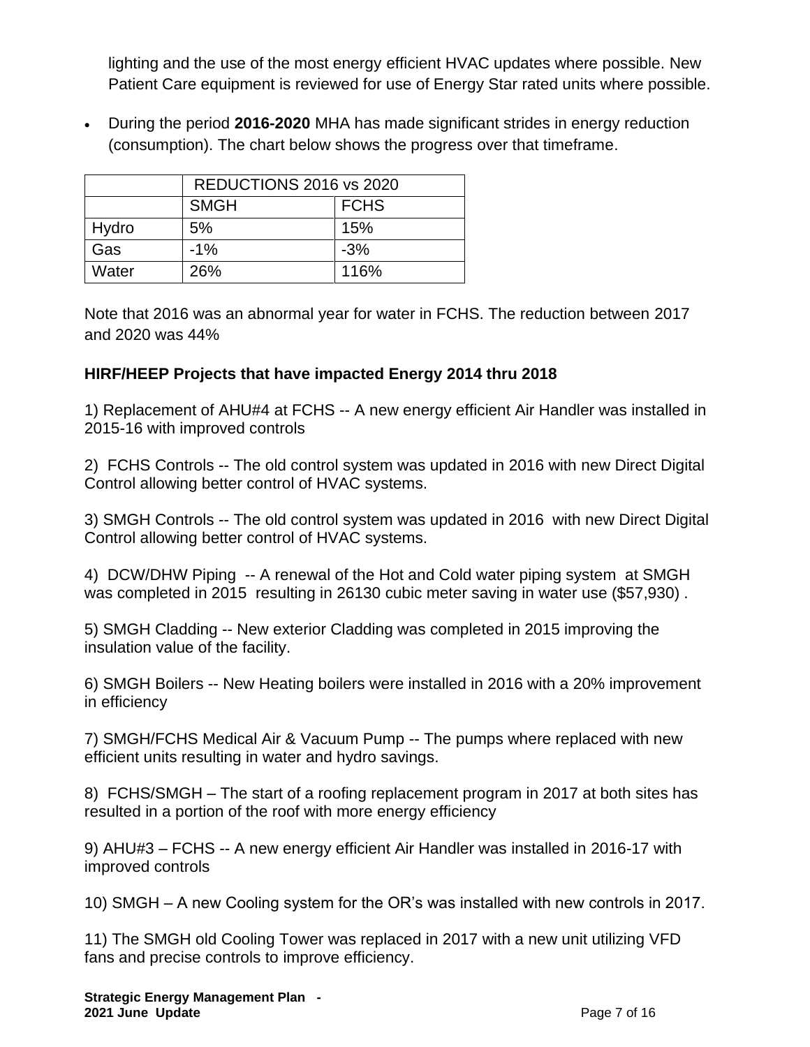lighting and the use of the most energy efficient HVAC updates where possible. New Patient Care equipment is reviewed for use of Energy Star rated units where possible.

- During the period **2016-2020** MHA has made significant strides in energy reduction (consumption). The chart below shows the progress over that timeframe.

| | REDUCTIONS 2016 vs 2020 | |
|---|---|---|
| | SMGH | FCHS |
| Hydro | 5% | 15% |
| Gas | -1% | -3% |
| Water | 26% | 116% |

Note that 2016 was an abnormal year for water in FCHS. The reduction between 2017 and 2020 was 44%

**HIRF/HEEP Projects that have impacted Energy 2014 thru 2018**

1) Replacement of AHU#4 at FCHS -- A new energy efficient Air Handler was installed in 2015-16 with improved controls

2) FCHS Controls -- The old control system was updated in 2016 with new Direct Digital Control allowing better control of HVAC systems.

3) SMGH Controls -- The old control system was updated in 2016 with new Direct Digital Control allowing better control of HVAC systems.

4) DCW/DHW Piping -- A renewal of the Hot and Cold water piping system at SMGH was completed in 2015 resulting in 26130 cubic meter saving in water use ($57,930) .

5) SMGH Cladding -- New exterior Cladding was completed in 2015 improving the insulation value of the facility.

6) SMGH Boilers -- New Heating boilers were installed in 2016 with a 20% improvement in efficiency

7) SMGH/FCHS Medical Air & Vacuum Pump -- The pumps where replaced with new efficient units resulting in water and hydro savings.

8) FCHS/SMGH – The start of a roofing replacement program in 2017 at both sites has resulted in a portion of the roof with more energy efficiency

9) AHU#3 – FCHS -- A new energy efficient Air Handler was installed in 2016-17 with improved controls

10) SMGH – A new Cooling system for the OR's was installed with new controls in 2017.

11) The SMGH old Cooling Tower was replaced in 2017 with a new unit utilizing VFD fans and precise controls to improve efficiency.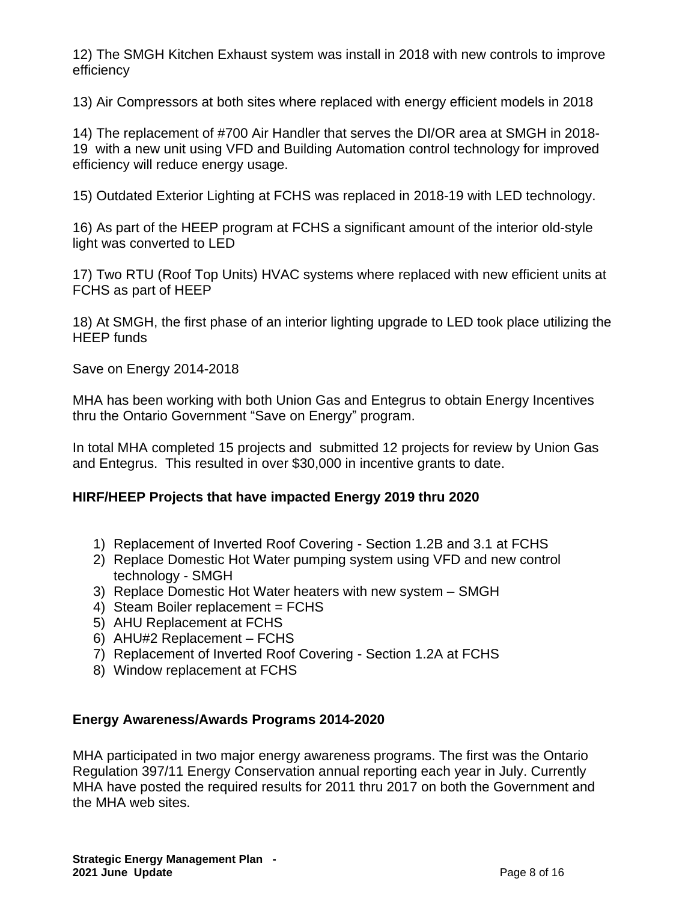12) The SMGH Kitchen Exhaust system was install in 2018 with new controls to improve efficiency

13) Air Compressors at both sites where replaced with energy efficient models in 2018

14) The replacement of #700 Air Handler that serves the DI/OR area at SMGH in 2018-19 with a new unit using VFD and Building Automation control technology for improved efficiency will reduce energy usage.

15) Outdated Exterior Lighting at FCHS was replaced in 2018-19 with LED technology.

16) As part of the HEEP program at FCHS a significant amount of the interior old-style light was converted to LED

17) Two RTU (Roof Top Units) HVAC systems where replaced with new efficient units at FCHS as part of HEEP

18) At SMGH, the first phase of an interior lighting upgrade to LED took place utilizing the HEEP funds

Save on Energy 2014-2018

MHA has been working with both Union Gas and Entegrus to obtain Energy Incentives thru the Ontario Government "Save on Energy" program.

In total MHA completed 15 projects and submitted 12 projects for review by Union Gas and Entegrus. This resulted in over $30,000 in incentive grants to date.

**HIRF/HEEP Projects that have impacted Energy 2019 thru 2020**

1) Replacement of Inverted Roof Covering - Section 1.2B and 3.1 at FCHS
2) Replace Domestic Hot Water pumping system using VFD and new control technology - SMGH
3) Replace Domestic Hot Water heaters with new system – SMGH
4) Steam Boiler replacement = FCHS
5) AHU Replacement at FCHS
6) AHU#2 Replacement – FCHS
7) Replacement of Inverted Roof Covering - Section 1.2A at FCHS
8) Window replacement at FCHS

**Energy Awareness/Awards Programs 2014-2020**

MHA participated in two major energy awareness programs. The first was the Ontario Regulation 397/11 Energy Conservation annual reporting each year in July. Currently MHA have posted the required results for 2011 thru 2017 on both the Government and the MHA web sites.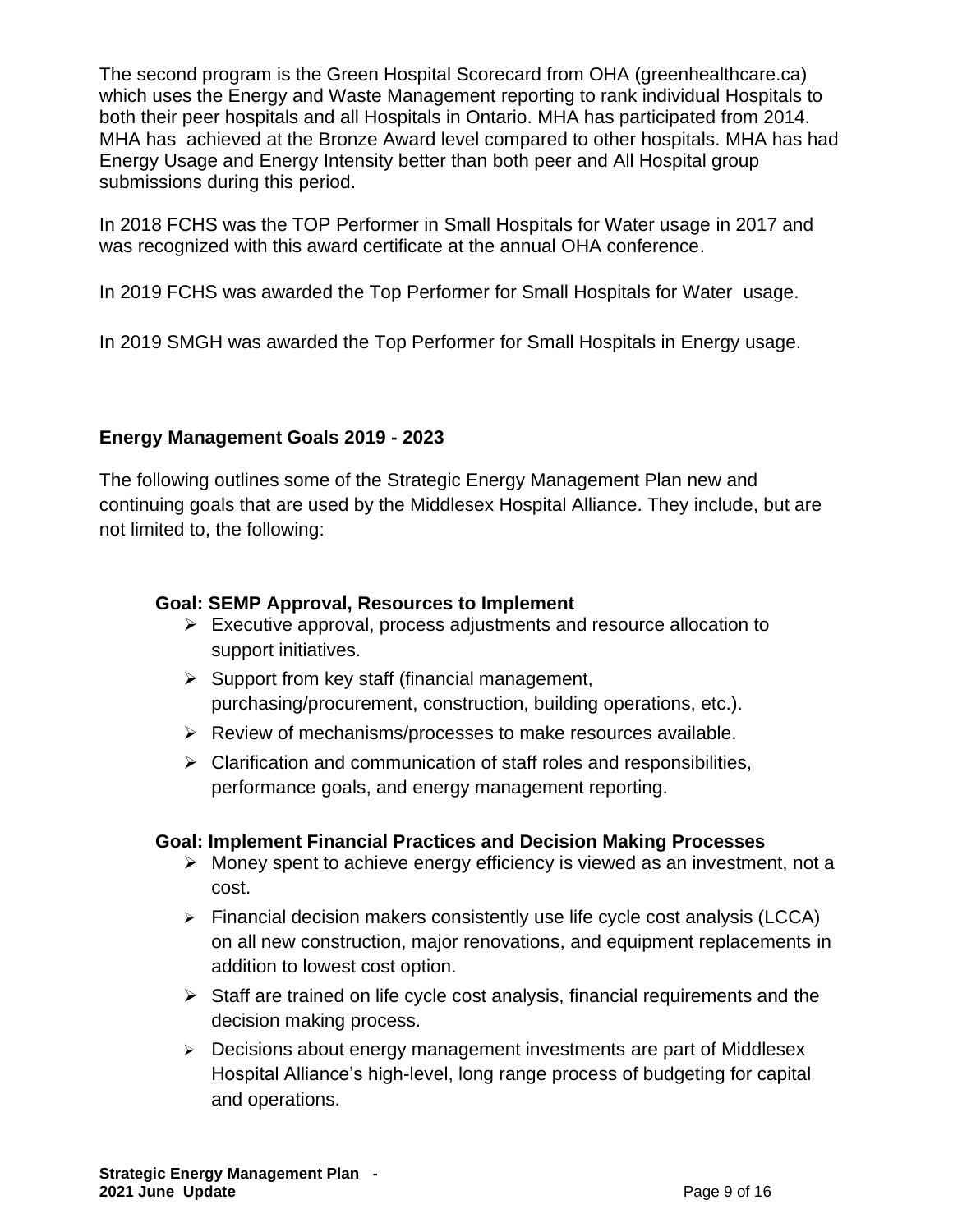The second program is the Green Hospital Scorecard from OHA (greenhealthcare.ca) which uses the Energy and Waste Management reporting to rank individual Hospitals to both their peer hospitals and all Hospitals in Ontario. MHA has participated from 2014. MHA has achieved at the Bronze Award level compared to other hospitals. MHA has had Energy Usage and Energy Intensity better than both peer and All Hospital group submissions during this period.

In 2018 FCHS was the TOP Performer in Small Hospitals for Water usage in 2017 and was recognized with this award certificate at the annual OHA conference.

In 2019 FCHS was awarded the Top Performer for Small Hospitals for Water usage.

In 2019 SMGH was awarded the Top Performer for Small Hospitals in Energy usage.

## Energy Management Goals 2019 - 2023

The following outlines some of the Strategic Energy Management Plan new and continuing goals that are used by the Middlesex Hospital Alliance. They include, but are not limited to, the following:

### Goal: SEMP Approval, Resources to Implement

- Executive approval, process adjustments and resource allocation to support initiatives.
- Support from key staff (financial management, purchasing/procurement, construction, building operations, etc.).
- Review of mechanisms/processes to make resources available.
- Clarification and communication of staff roles and responsibilities, performance goals, and energy management reporting.

### Goal: Implement Financial Practices and Decision Making Processes

- Money spent to achieve energy efficiency is viewed as an investment, not a cost.
- Financial decision makers consistently use life cycle cost analysis (LCCA) on all new construction, major renovations, and equipment replacements in addition to lowest cost option.
- Staff are trained on life cycle cost analysis, financial requirements and the decision making process.
- Decisions about energy management investments are part of Middlesex Hospital Alliance's high-level, long range process of budgeting for capital and operations.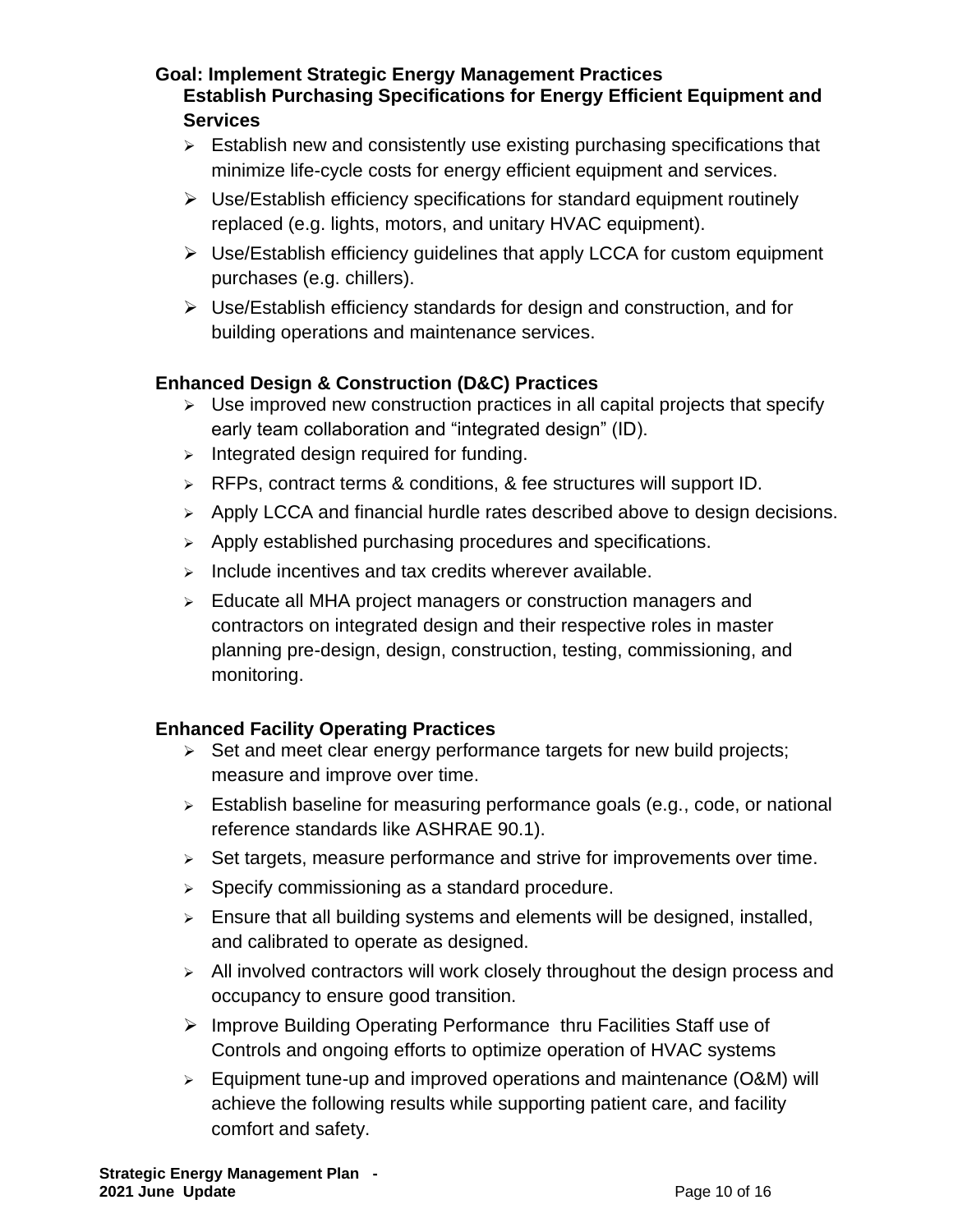## Goal: Implement Strategic Energy Management Practices

### Establish Purchasing Specifications for Energy Efficient Equipment and Services

- Establish new and consistently use existing purchasing specifications that minimize life-cycle costs for energy efficient equipment and services.
- Use/Establish efficiency specifications for standard equipment routinely replaced (e.g. lights, motors, and unitary HVAC equipment).
- Use/Establish efficiency guidelines that apply LCCA for custom equipment purchases (e.g. chillers).
- Use/Establish efficiency standards for design and construction, and for building operations and maintenance services.

### Enhanced Design & Construction (D&C) Practices

- Use improved new construction practices in all capital projects that specify early team collaboration and "integrated design" (ID).
- Integrated design required for funding.
- RFPs, contract terms & conditions, & fee structures will support ID.
- Apply LCCA and financial hurdle rates described above to design decisions.
- Apply established purchasing procedures and specifications.
- Include incentives and tax credits wherever available.
- Educate all MHA project managers or construction managers and contractors on integrated design and their respective roles in master planning pre-design, design, construction, testing, commissioning, and monitoring.

### Enhanced Facility Operating Practices

- Set and meet clear energy performance targets for new build projects; measure and improve over time.
- Establish baseline for measuring performance goals (e.g., code, or national reference standards like ASHRAE 90.1).
- Set targets, measure performance and strive for improvements over time.
- Specify commissioning as a standard procedure.
- Ensure that all building systems and elements will be designed, installed, and calibrated to operate as designed.
- All involved contractors will work closely throughout the design process and occupancy to ensure good transition.
- Improve Building Operating Performance thru Facilities Staff use of Controls and ongoing efforts to optimize operation of HVAC systems
- Equipment tune-up and improved operations and maintenance (O&M) will achieve the following results while supporting patient care, and facility comfort and safety.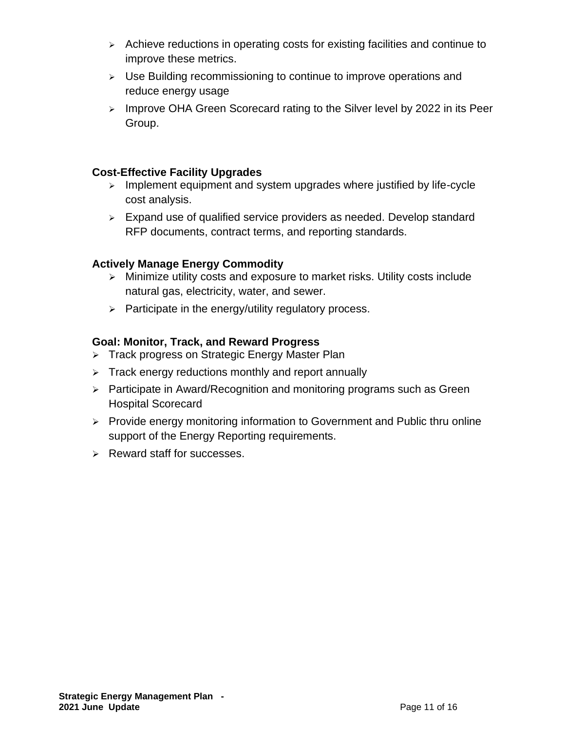- Achieve reductions in operating costs for existing facilities and continue to improve these metrics.
- Use Building recommissioning to continue to improve operations and reduce energy usage
- Improve OHA Green Scorecard rating to the Silver level by 2022 in its Peer Group.

**Cost-Effective Facility Upgrades**

- Implement equipment and system upgrades where justified by life-cycle cost analysis.
- Expand use of qualified service providers as needed. Develop standard RFP documents, contract terms, and reporting standards.

**Actively Manage Energy Commodity**

- Minimize utility costs and exposure to market risks. Utility costs include natural gas, electricity, water, and sewer.
- Participate in the energy/utility regulatory process.

**Goal: Monitor, Track, and Reward Progress**

- Track progress on Strategic Energy Master Plan
- Track energy reductions monthly and report annually
- Participate in Award/Recognition and monitoring programs such as Green Hospital Scorecard
- Provide energy monitoring information to Government and Public thru online support of the Energy Reporting requirements.
- Reward staff for successes.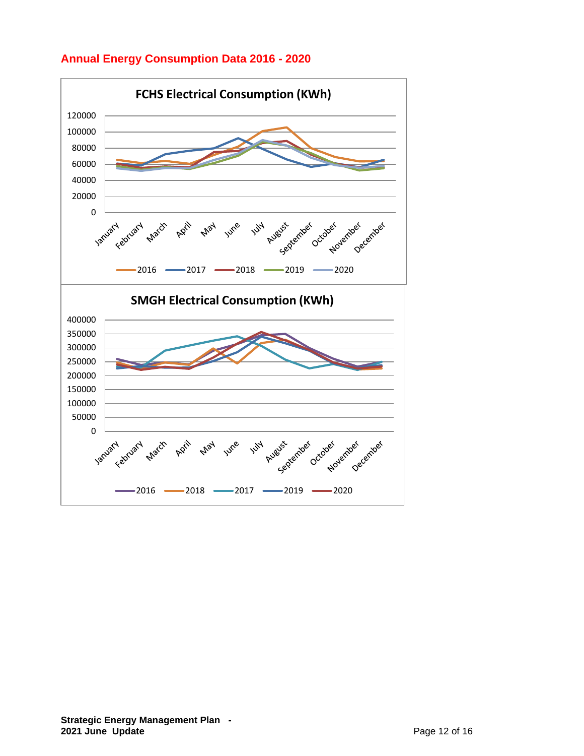## Annual Energy Consumption Data 2016 - 2020

FCHS Electrical Consumption (KWh)

120000
100000
80000
60000
40000
20000
0

January February March April May June July August September October November December

2016 2017 2018 2019 2020

SMGH Electrical Consumption (KWh)

400000
350000
300000
250000
200000
150000
100000
50000
0

January February March April May June July August September October November December

2016 2018 2017 2019 2020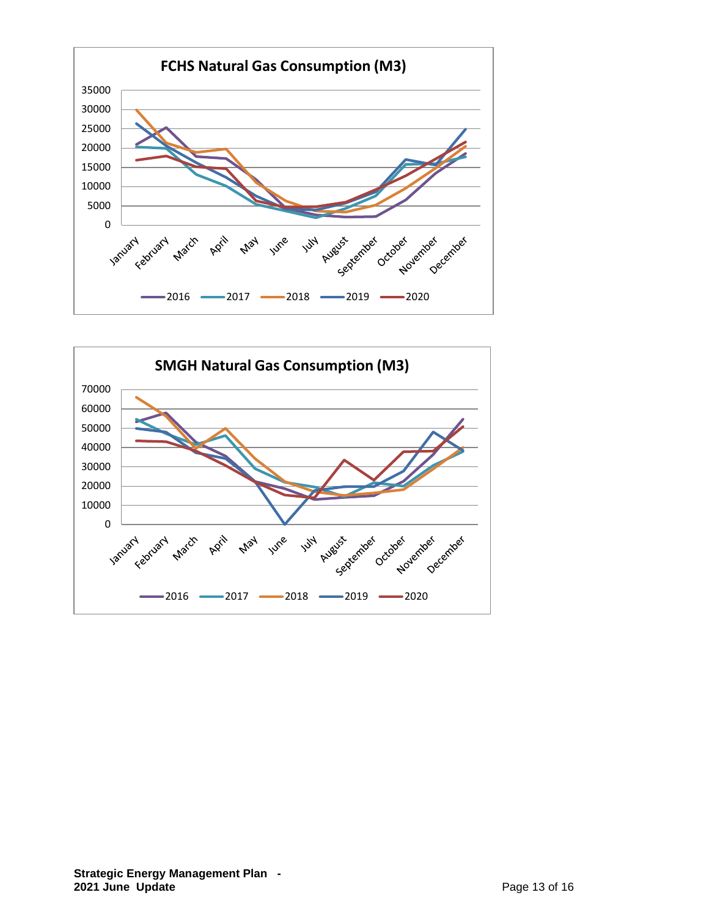FCHS Natural Gas Consumption (M3)

35000
30000
25000
20000
15000
10000
5000
0

January
February
March
April
May
June
July
August
September
October
November
December

2016
2017
2018
2019
2020

SMGH Natural Gas Consumption (M3)

70000
60000
50000
40000
30000
20000
10000
0

January
February
March
April
May
June
July
August
September
October
November
December

2016
2017
2018
2019
2020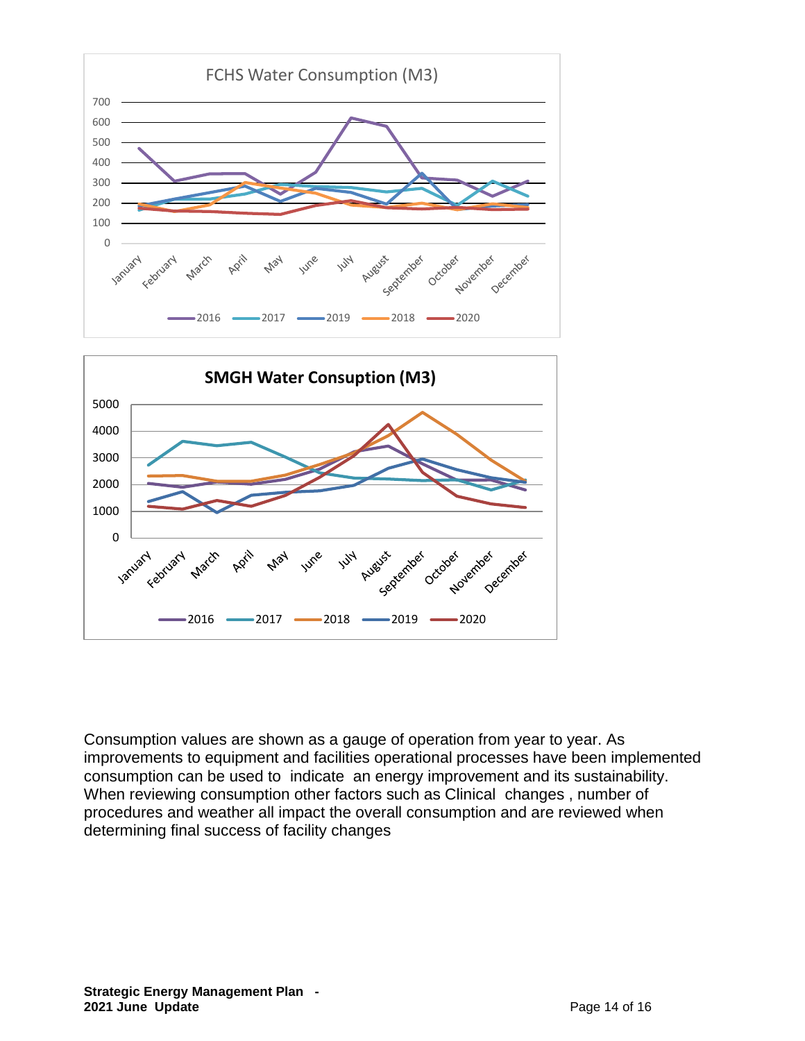FCHS Water Consumption (M3)

700
600
500
400
300
200
100
0

January February March April May June July August September October November December

2016 2017 2019 2018 2020

SMGH Water Consuption (M3)

5000
4000
3000
2000
1000
0

January February March April May June July August September October November December

2016 2017 2018 2019 2020

Consumption values are shown as a gauge of operation from year to year. As improvements to equipment and facilities operational processes have been implemented consumption can be used to indicate an energy improvement and its sustainability. When reviewing consumption other factors such as Clinical changes , number of procedures and weather all impact the overall consumption and are reviewed when determining final success of facility changes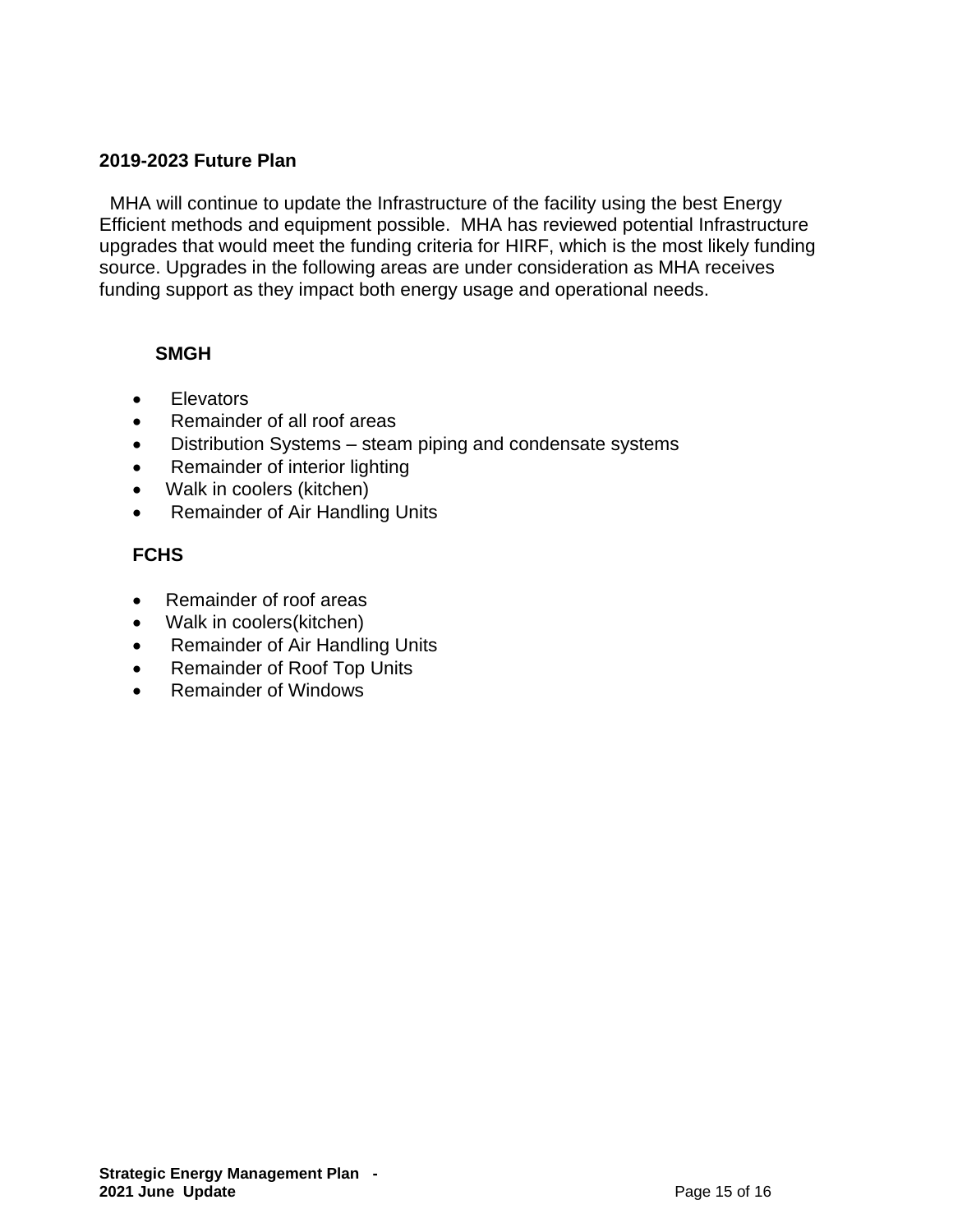## 2019-2023 Future Plan

MHA will continue to update the Infrastructure of the facility using the best Energy Efficient methods and equipment possible. MHA has reviewed potential Infrastructure upgrades that would meet the funding criteria for HIRF, which is the most likely funding source. Upgrades in the following areas are under consideration as MHA receives funding support as they impact both energy usage and operational needs.

### SMGH

- Elevators
- Remainder of all roof areas
- Distribution Systems – steam piping and condensate systems
- Remainder of interior lighting
- Walk in coolers (kitchen)
- Remainder of Air Handling Units

### FCHS

- Remainder of roof areas
- Walk in coolers(kitchen)
- Remainder of Air Handling Units
- Remainder of Roof Top Units
- Remainder of Windows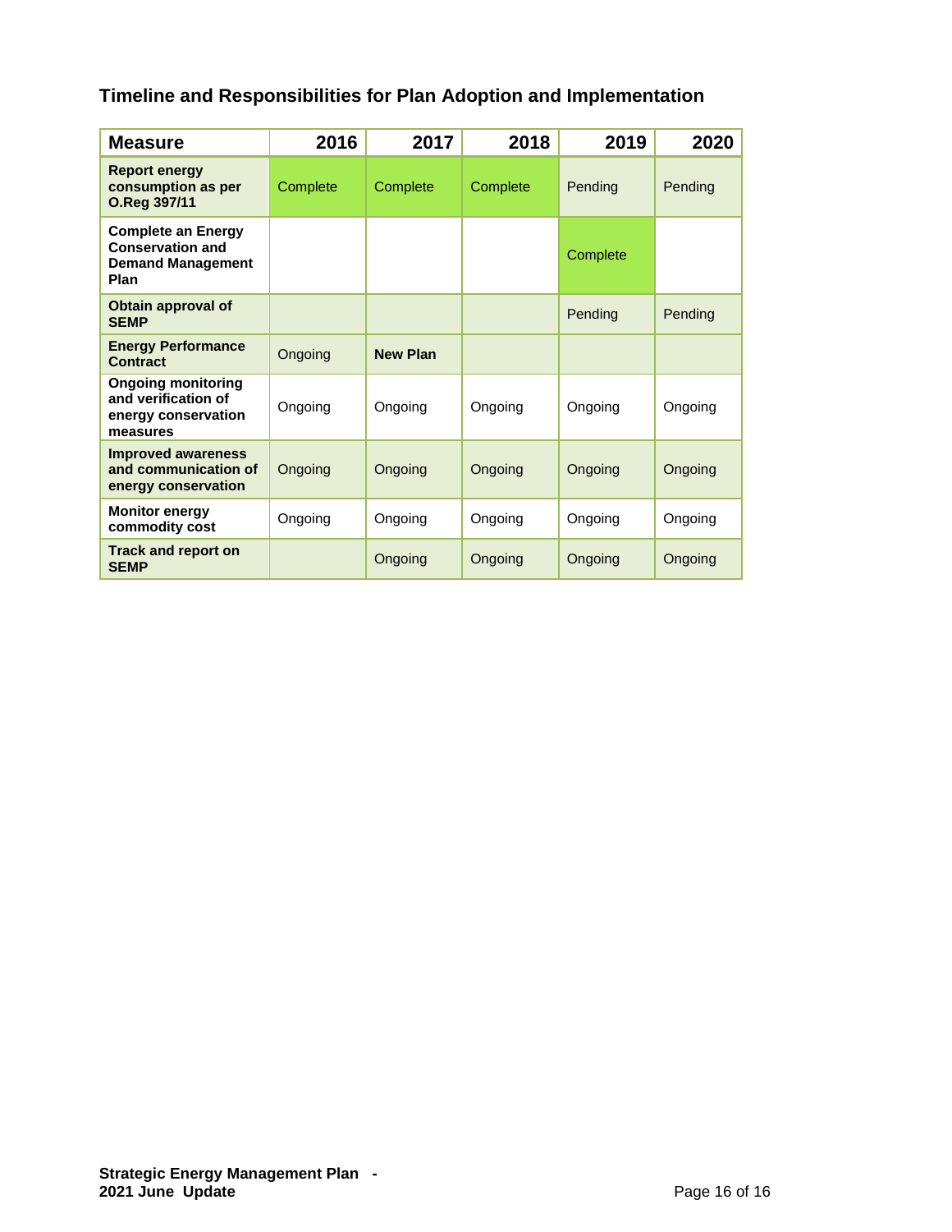## Timeline and Responsibilities for Plan Adoption and Implementation

| Measure | 2016 | 2017 | 2018 | 2019 | 2020 |
|---|---|---|---|---|---|
| **Report energy consumption as per O.Reg 397/11** | Complete | Complete | Complete | Pending | Pending |
| **Complete an Energy Conservation and Demand Management Plan** | | | | Complete | |
| **Obtain approval of SEMP** | | | | Pending | Pending |
| **Energy Performance Contract** | Ongoing | **New Plan** | | | |
| **Ongoing monitoring and verification of energy conservation measures** | Ongoing | Ongoing | Ongoing | Ongoing | Ongoing |
| **Improved awareness and communication of energy conservation** | Ongoing | Ongoing | Ongoing | Ongoing | Ongoing |
| **Monitor energy commodity cost** | Ongoing | Ongoing | Ongoing | Ongoing | Ongoing |
| **Track and report on SEMP** | | Ongoing | Ongoing | Ongoing | Ongoing |